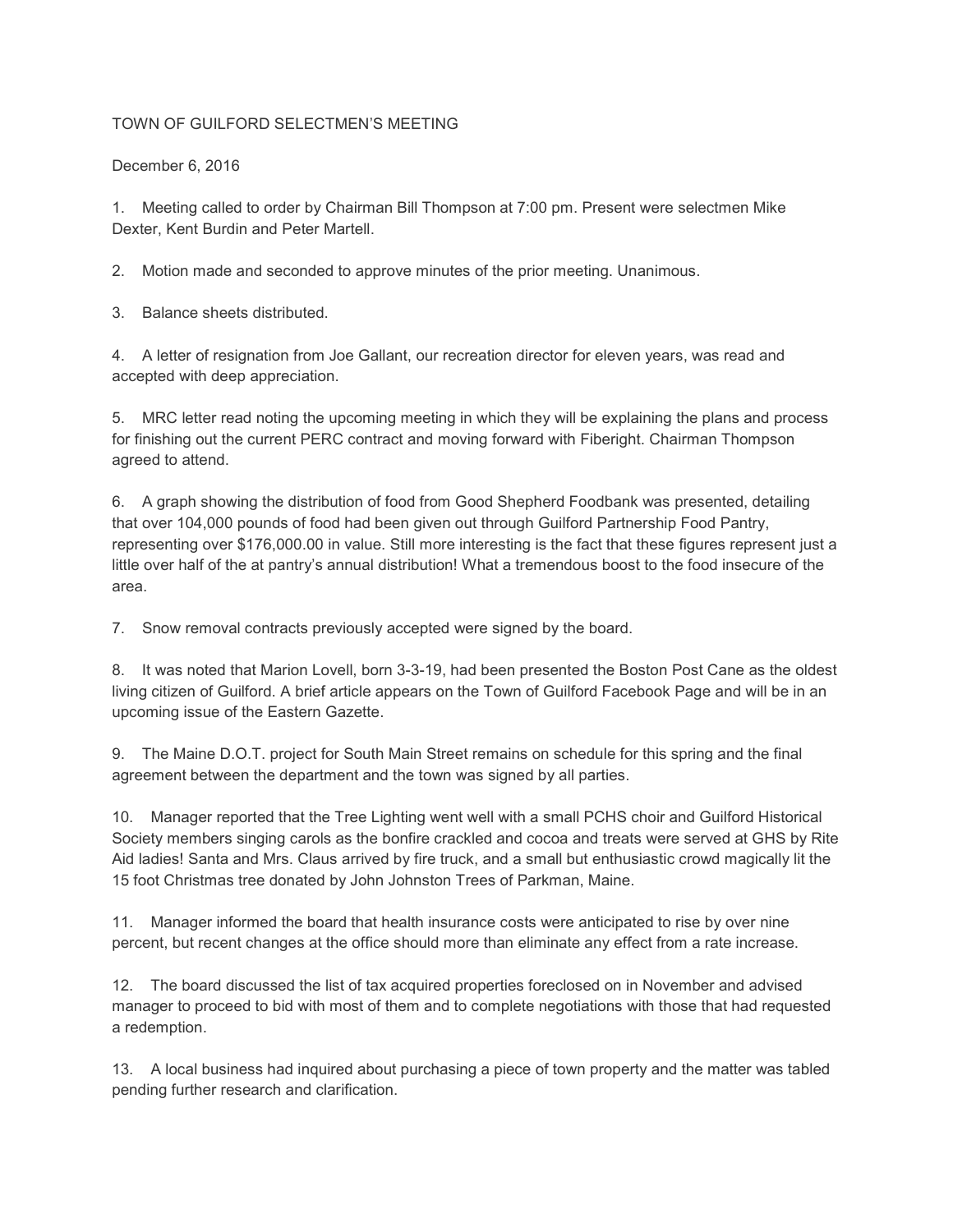# TOWN OF GUILFORD SELECTMEN'S MEETING

December 6, 2016

1. Meeting called to order by Chairman Bill Thompson at 7:00 pm. Present were selectmen Mike Dexter, Kent Burdin and Peter Martell.

2. Motion made and seconded to approve minutes of the prior meeting. Unanimous.

3. Balance sheets distributed.

4. A letter of resignation from Joe Gallant, our recreation director for eleven years, was read and accepted with deep appreciation.

5. MRC letter read noting the upcoming meeting in which they will be explaining the plans and process for finishing out the current PERC contract and moving forward with Fiberight. Chairman Thompson agreed to attend.

6. A graph showing the distribution of food from Good Shepherd Foodbank was presented, detailing that over 104,000 pounds of food had been given out through Guilford Partnership Food Pantry, representing over $176,000.00 in value. Still more interesting is the fact that these figures represent just a little over half of the at pantry's annual distribution! What a tremendous boost to the food insecure of the area.

7. Snow removal contracts previously accepted were signed by the board.

8. It was noted that Marion Lovell, born 3-3-19, had been presented the Boston Post Cane as the oldest living citizen of Guilford. A brief article appears on the Town of Guilford Facebook Page and will be in an upcoming issue of the Eastern Gazette.

9. The Maine D.O.T. project for South Main Street remains on schedule for this spring and the final agreement between the department and the town was signed by all parties.

10. Manager reported that the Tree Lighting went well with a small PCHS choir and Guilford Historical Society members singing carols as the bonfire crackled and cocoa and treats were served at GHS by Rite Aid ladies! Santa and Mrs. Claus arrived by fire truck, and a small but enthusiastic crowd magically lit the 15 foot Christmas tree donated by John Johnston Trees of Parkman, Maine.

11. Manager informed the board that health insurance costs were anticipated to rise by over nine percent, but recent changes at the office should more than eliminate any effect from a rate increase.

12. The board discussed the list of tax acquired properties foreclosed on in November and advised manager to proceed to bid with most of them and to complete negotiations with those that had requested a redemption.

13. A local business had inquired about purchasing a piece of town property and the matter was tabled pending further research and clarification.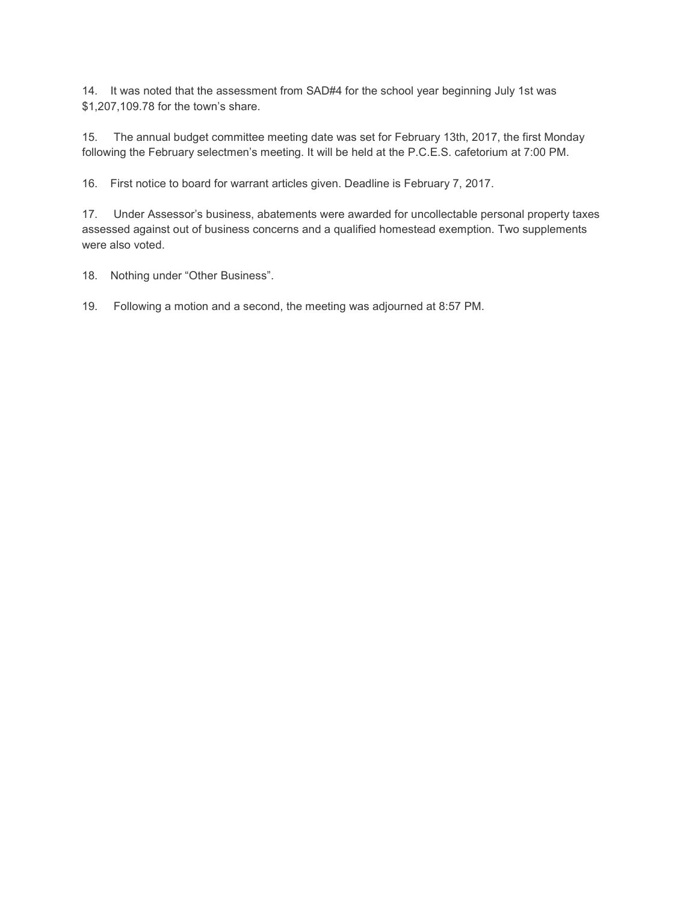14. It was noted that the assessment from SAD#4 for the school year beginning July 1st was $1,207,109.78 for the town's share.

15. The annual budget committee meeting date was set for February 13th, 2017, the first Monday following the February selectmen's meeting. It will be held at the P.C.E.S. cafetorium at 7:00 PM.

16. First notice to board for warrant articles given. Deadline is February 7, 2017.

17. Under Assessor's business, abatements were awarded for uncollectable personal property taxes assessed against out of business concerns and a qualified homestead exemption. Two supplements were also voted.

18. Nothing under "Other Business".

19. Following a motion and a second, the meeting was adjourned at 8:57 PM.